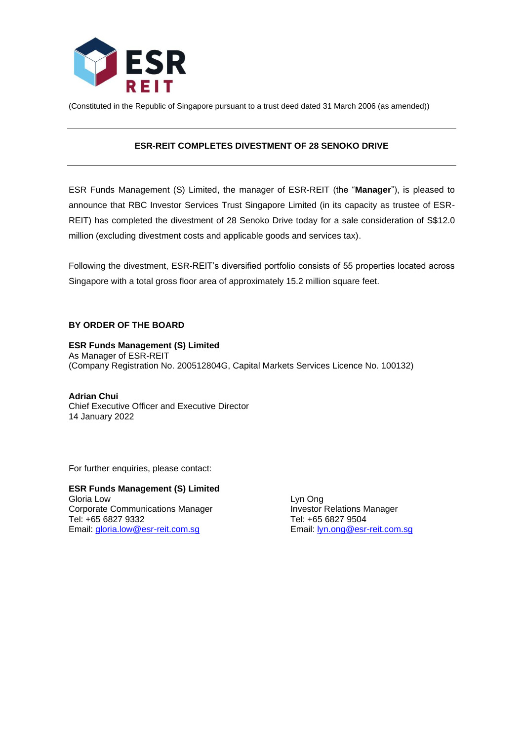(Constituted in the Republic of Singapore pursuant to a trust deed dated 31 March 2006 (as amended))

---

**ESR-REIT COMPLETES DIVESTMENT OF 28 SENOKO DRIVE**

---

ESR Funds Management (S) Limited, the manager of ESR-REIT (the "**Manager**"), is pleased to announce that RBC Investor Services Trust Singapore Limited (in its capacity as trustee of ESR-REIT) has completed the divestment of 28 Senoko Drive today for a sale consideration of S$12.0 million (excluding divestment costs and applicable goods and services tax).

Following the divestment, ESR-REIT's diversified portfolio consists of 55 properties located across Singapore with a total gross floor area of approximately 15.2 million square feet.

**BY ORDER OF THE BOARD**

**ESR Funds Management (S) Limited**
As Manager of ESR-REIT
(Company Registration No. 200512804G, Capital Markets Services Licence No. 100132)

**Adrian Chui**
Chief Executive Officer and Executive Director
14 January 2022

For further enquiries, please contact:

**ESR Funds Management (S) Limited**

Gloria Low
Corporate Communications Manager
Tel: +65 6827 9332
Email: gloria.low@esr-reit.com.sg

Lyn Ong
Investor Relations Manager
Tel: +65 6827 9504
Email: lyn.ong@esr-reit.com.sg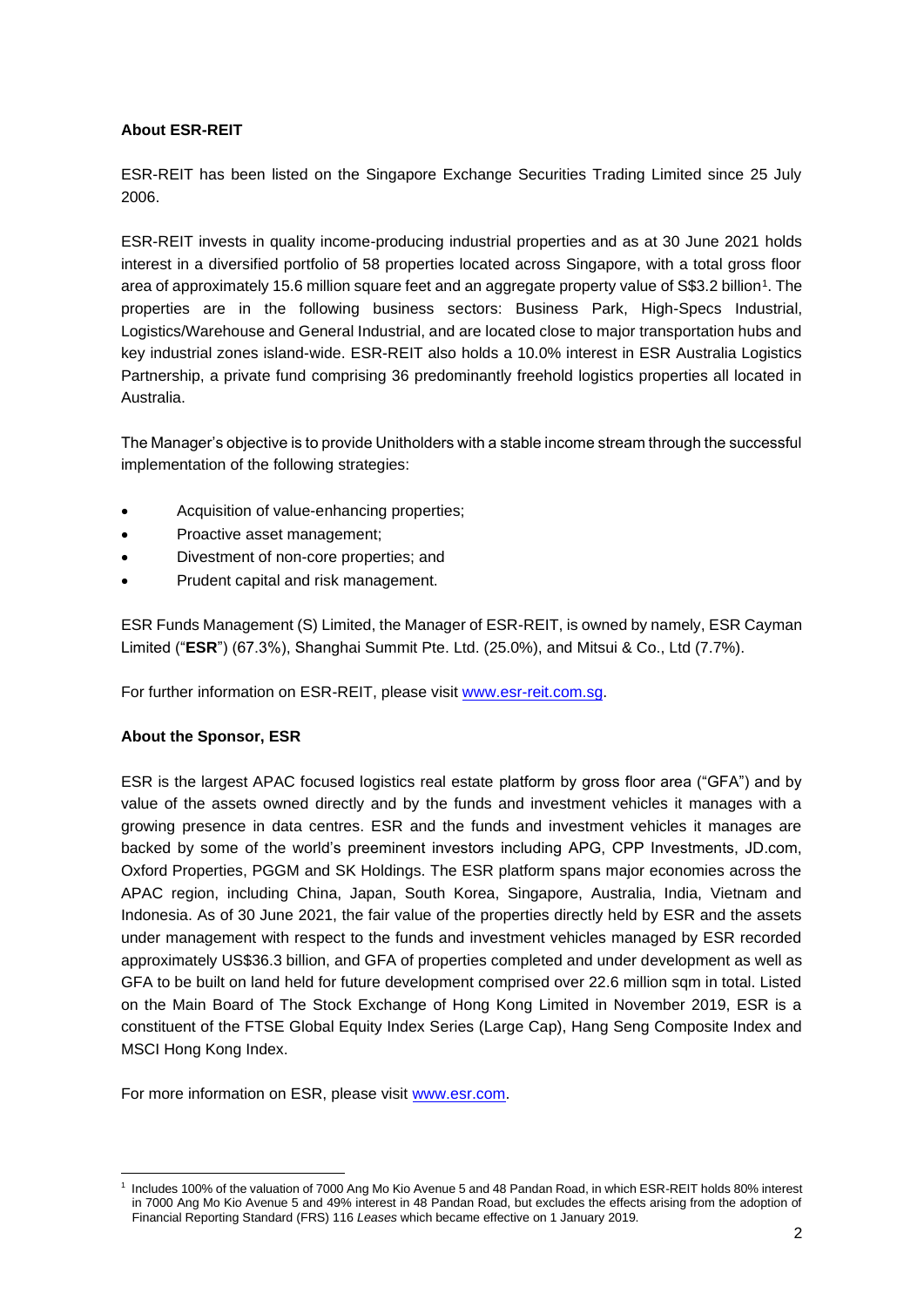**About ESR-REIT**

ESR-REIT has been listed on the Singapore Exchange Securities Trading Limited since 25 July 2006.

ESR-REIT invests in quality income-producing industrial properties and as at 30 June 2021 holds interest in a diversified portfolio of 58 properties located across Singapore, with a total gross floor area of approximately 15.6 million square feet and an aggregate property value of S$3.2 billion[1]. The properties are in the following business sectors: Business Park, High-Specs Industrial, Logistics/Warehouse and General Industrial, and are located close to major transportation hubs and key industrial zones island-wide. ESR-REIT also holds a 10.0% interest in ESR Australia Logistics Partnership, a private fund comprising 36 predominantly freehold logistics properties all located in Australia.

The Manager's objective is to provide Unitholders with a stable income stream through the successful implementation of the following strategies:

- Acquisition of value-enhancing properties;
- Proactive asset management;
- Divestment of non-core properties; and
- Prudent capital and risk management.

ESR Funds Management (S) Limited, the Manager of ESR-REIT, is owned by namely, ESR Cayman Limited ("**ESR**") (67.3%), Shanghai Summit Pte. Ltd. (25.0%), and Mitsui & Co., Ltd (7.7%).

For further information on ESR-REIT, please visit www.esr-reit.com.sg.

**About the Sponsor, ESR**

ESR is the largest APAC focused logistics real estate platform by gross floor area ("GFA") and by value of the assets owned directly and by the funds and investment vehicles it manages with a growing presence in data centres. ESR and the funds and investment vehicles it manages are backed by some of the world's preeminent investors including APG, CPP Investments, JD.com, Oxford Properties, PGGM and SK Holdings. The ESR platform spans major economies across the APAC region, including China, Japan, South Korea, Singapore, Australia, India, Vietnam and Indonesia. As of 30 June 2021, the fair value of the properties directly held by ESR and the assets under management with respect to the funds and investment vehicles managed by ESR recorded approximately US$36.3 billion, and GFA of properties completed and under development as well as GFA to be built on land held for future development comprised over 22.6 million sqm in total. Listed on the Main Board of The Stock Exchange of Hong Kong Limited in November 2019, ESR is a constituent of the FTSE Global Equity Index Series (Large Cap), Hang Seng Composite Index and MSCI Hong Kong Index.

For more information on ESR, please visit www.esr.com.

---

[1] Includes 100% of the valuation of 7000 Ang Mo Kio Avenue 5 and 48 Pandan Road, in which ESR-REIT holds 80% interest in 7000 Ang Mo Kio Avenue 5 and 49% interest in 48 Pandan Road, but excludes the effects arising from the adoption of Financial Reporting Standard (FRS) 116 *Leases* which became effective on 1 January 2019.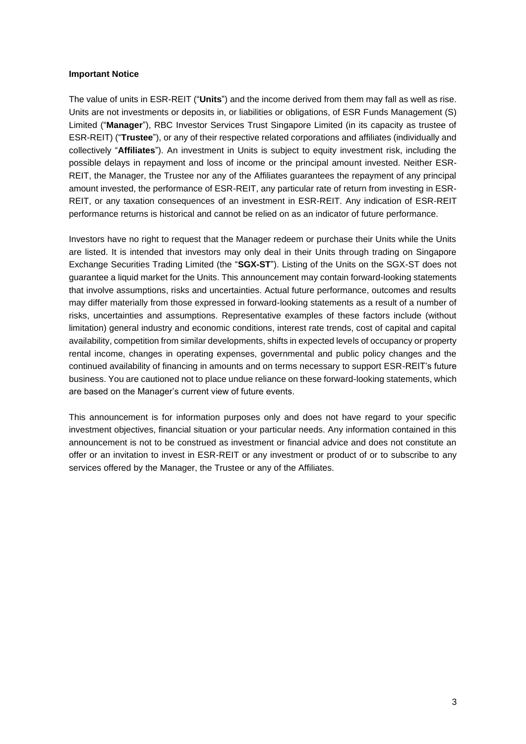**Important Notice**

The value of units in ESR-REIT ("**Units**") and the income derived from them may fall as well as rise. Units are not investments or deposits in, or liabilities or obligations, of ESR Funds Management (S) Limited ("**Manager**"), RBC Investor Services Trust Singapore Limited (in its capacity as trustee of ESR-REIT) ("**Trustee**"), or any of their respective related corporations and affiliates (individually and collectively "**Affiliates**"). An investment in Units is subject to equity investment risk, including the possible delays in repayment and loss of income or the principal amount invested. Neither ESR-REIT, the Manager, the Trustee nor any of the Affiliates guarantees the repayment of any principal amount invested, the performance of ESR-REIT, any particular rate of return from investing in ESR-REIT, or any taxation consequences of an investment in ESR-REIT. Any indication of ESR-REIT performance returns is historical and cannot be relied on as an indicator of future performance.

Investors have no right to request that the Manager redeem or purchase their Units while the Units are listed. It is intended that investors may only deal in their Units through trading on Singapore Exchange Securities Trading Limited (the "**SGX-ST**"). Listing of the Units on the SGX-ST does not guarantee a liquid market for the Units. This announcement may contain forward-looking statements that involve assumptions, risks and uncertainties. Actual future performance, outcomes and results may differ materially from those expressed in forward-looking statements as a result of a number of risks, uncertainties and assumptions. Representative examples of these factors include (without limitation) general industry and economic conditions, interest rate trends, cost of capital and capital availability, competition from similar developments, shifts in expected levels of occupancy or property rental income, changes in operating expenses, governmental and public policy changes and the continued availability of financing in amounts and on terms necessary to support ESR-REIT's future business. You are cautioned not to place undue reliance on these forward-looking statements, which are based on the Manager's current view of future events.

This announcement is for information purposes only and does not have regard to your specific investment objectives, financial situation or your particular needs. Any information contained in this announcement is not to be construed as investment or financial advice and does not constitute an offer or an invitation to invest in ESR-REIT or any investment or product of or to subscribe to any services offered by the Manager, the Trustee or any of the Affiliates.